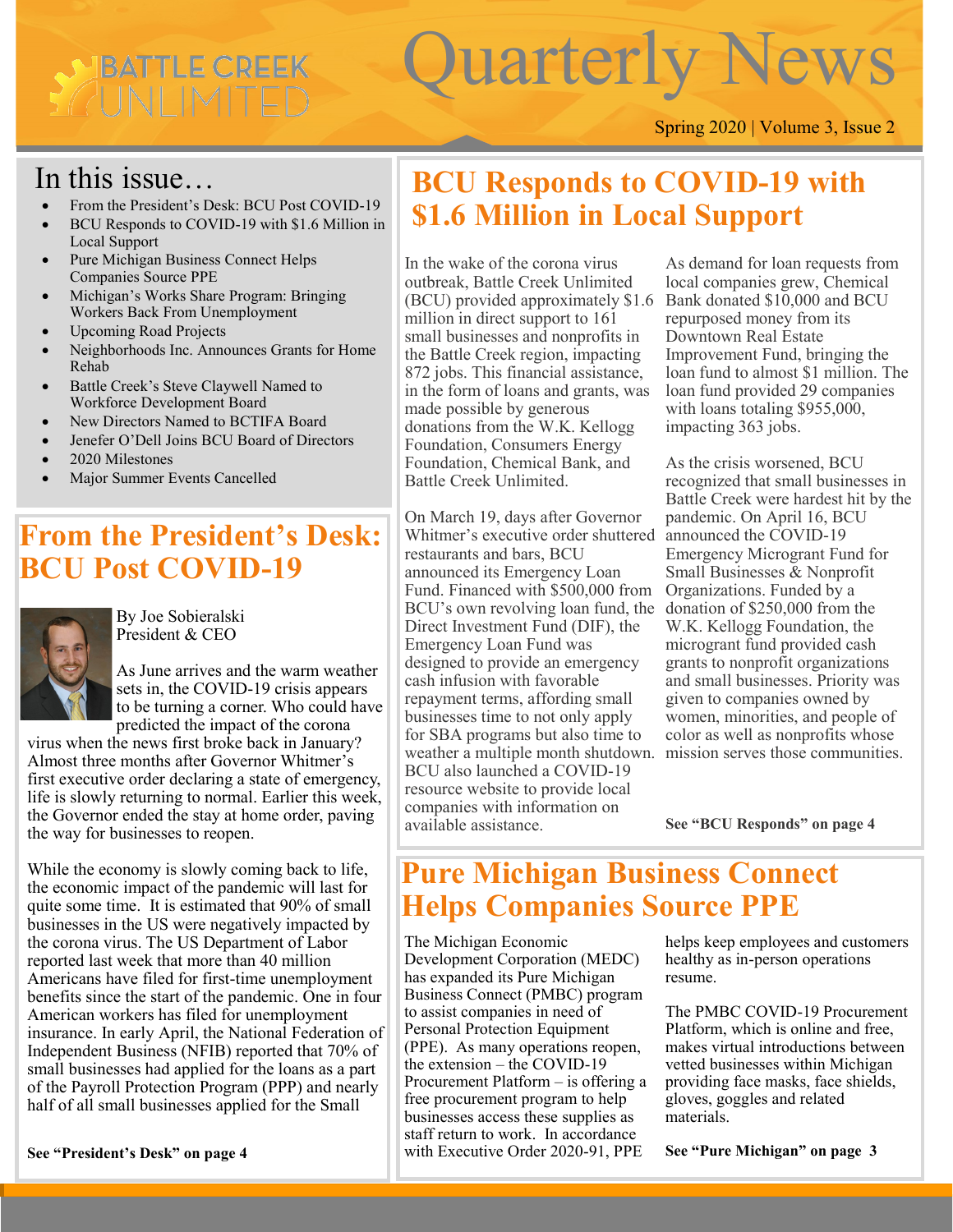# Quarterly News

Spring 2020 | Volume 3, Issue 2

## In this issue…

- From the President's Desk: BCU Post COVID-19
- BCU Responds to COVID-19 with $1.6 Million in Local Support
- Pure Michigan Business Connect Helps Companies Source PPE
- Michigan's Works Share Program: Bringing Workers Back From Unemployment
- Upcoming Road Projects
- Neighborhoods Inc. Announces Grants for Home Rehab
- Battle Creek's Steve Claywell Named to Workforce Development Board
- New Directors Named to BCTIFA Board
- Jenefer O'Dell Joins BCU Board of Directors
- 2020 Milestones
- Major Summer Events Cancelled

## From the President's Desk: BCU Post COVID-19

By Joe Sobieralski
President & CEO

As June arrives and the warm weather sets in, the COVID-19 crisis appears to be turning a corner. Who could have predicted the impact of the corona virus when the news first broke back in January? Almost three months after Governor Whitmer's first executive order declaring a state of emergency, life is slowly returning to normal. Earlier this week, the Governor ended the stay at home order, paving the way for businesses to reopen.

While the economy is slowly coming back to life, the economic impact of the pandemic will last for quite some time. It is estimated that 90% of small businesses in the US were negatively impacted by the corona virus. The US Department of Labor reported last week that more than 40 million Americans have filed for first-time unemployment benefits since the start of the pandemic. One in four American workers has filed for unemployment insurance. In early April, the National Federation of Independent Business (NFIB) reported that 70% of small businesses had applied for the loans as a part of the Payroll Protection Program (PPP) and nearly half of all small businesses applied for the Small

**See "President's Desk" on page 4**

## BCU Responds to COVID-19 with $1.6 Million in Local Support

In the wake of the corona virus outbreak, Battle Creek Unlimited (BCU) provided approximately $1.6 million in direct support to 161 small businesses and nonprofits in the Battle Creek region, impacting 872 jobs. This financial assistance, in the form of loans and grants, was made possible by generous donations from the W.K. Kellogg Foundation, Consumers Energy Foundation, Chemical Bank, and Battle Creek Unlimited.

On March 19, days after Governor Whitmer's executive order shuttered restaurants and bars, BCU announced its Emergency Loan Fund. Financed with $500,000 from BCU's own revolving loan fund, the Direct Investment Fund (DIF), the Emergency Loan Fund was designed to provide an emergency cash infusion with favorable repayment terms, affording small businesses time to not only apply for SBA programs but also time to weather a multiple month shutdown. BCU also launched a COVID-19 resource website to provide local companies with information on available assistance.

As demand for loan requests from local companies grew, Chemical Bank donated $10,000 and BCU repurposed money from its Downtown Real Estate Improvement Fund, bringing the loan fund to almost $1 million. The loan fund provided 29 companies with loans totaling $955,000, impacting 363 jobs.

As the crisis worsened, BCU recognized that small businesses in Battle Creek were hardest hit by the pandemic. On April 16, BCU announced the extension – the COVID-19 Emergency Microgrant Fund for Small Businesses & Nonprofit Organizations. Funded by a donation of $250,000 from the W.K. Kellogg Foundation, the microgrant fund provided cash grants to nonprofit organizations and small businesses. Priority was given to companies owned by women, minorities, and people of color as well as nonprofits whose mission serves those communities.

**See "BCU Responds" on page 4**

## Pure Michigan Business Connect Helps Companies Source PPE

The Michigan Economic Development Corporation (MEDC) has expanded its Pure Michigan Business Connect (PMBC) program to assist companies in need of Personal Protection Equipment (PPE). As many operations reopen, the extension – the COVID-19 Procurement Platform – is offering a free procurement program to help businesses access these supplies as staff return to work. In accordance with Executive Order 2020-91, PPE helps keep employees and customers healthy as in-person operations resume.

The PMBC COVID-19 Procurement Platform, which is online and free, makes virtual introductions between vetted businesses within Michigan providing face masks, face shields, gloves, goggles and related materials.

**See "Pure Michigan" on page 3**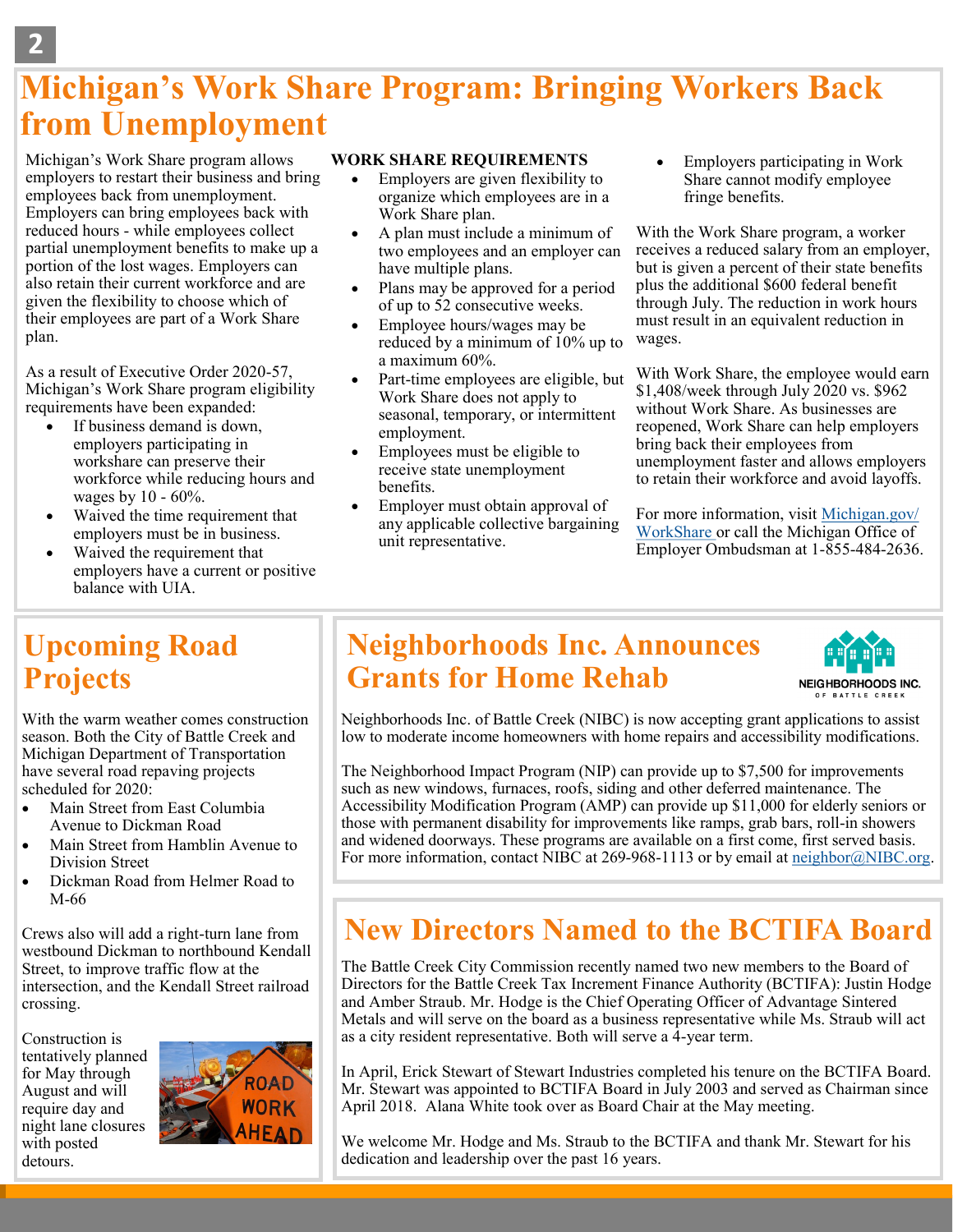# Michigan's Work Share Program: Bringing Workers Back from Unemployment

Michigan's Work Share program allows employers to restart their business and bring employees back from unemployment. Employers can bring employees back with reduced hours - while employees collect partial unemployment benefits to make up a portion of the lost wages. Employers can also retain their current workforce and are given the flexibility to choose which of their employees are part of a Work Share plan.

As a result of Executive Order 2020-57, Michigan's Work Share program eligibility requirements have been expanded:

- If business demand is down, employers participating in workshare can preserve their workforce while reducing hours and wages by 10 - 60%.
- Waived the time requirement that employers must be in business.
- Waived the requirement that employers have a current or positive balance with UIA.

**WORK SHARE REQUIREMENTS**

- Employers are given flexibility to organize which employees are in a Work Share plan.
- A plan must include a minimum of two employees and an employer can have multiple plans.
- Plans may be approved for a period of up to 52 consecutive weeks.
- Employee hours/wages may be reduced by a minimum of 10% up to a maximum 60%.
- Part-time employees are eligible, but Work Share does not apply to seasonal, temporary, or intermittent employment.
- Employees must be eligible to receive state unemployment benefits.
- Employer must obtain approval of any applicable collective bargaining unit representative.
- Employers participating in Work Share cannot modify employee fringe benefits.

With the Work Share program, a worker receives a reduced salary from an employer, but is given a percent of their state benefits plus the additional $600 federal benefit through July. The reduction in work hours must result in an equivalent reduction in wages.

With Work Share, the employee would earn $1,408/week through July 2020 vs. $962 without Work Share. As businesses are reopened, Work Share can help employers bring back their employees from unemployment faster and allows employers to retain their workforce and avoid layoffs.

For more information, visit Michigan.gov/WorkShare or call the Michigan Office of Employer Ombudsman at 1-855-484-2636.

## Upcoming Road Projects

With the warm weather comes construction season. Both the City of Battle Creek and Michigan Department of Transportation have several road repaving projects scheduled for 2020:

- Main Street from East Columbia Avenue to Dickman Road
- Main Street from Hamblin Avenue to Division Street
- Dickman Road from Helmer Road to M-66

Crews also will add a right-turn lane from westbound Dickman to northbound Kendall Street, to improve traffic flow at the intersection, and the Kendall Street railroad crossing.

Construction is tentatively planned for May through August and will require day and night lane closures with posted detours.

## Neighborhoods Inc. Announces Grants for Home Rehab

Neighborhoods Inc. of Battle Creek (NIBC) is now accepting grant applications to assist low to moderate income homeowners with home repairs and accessibility modifications.

The Neighborhood Impact Program (NIP) can provide up to $7,500 for improvements such as new windows, furnaces, roofs, siding and other deferred maintenance. The Accessibility Modification Program (AMP) can provide up $11,000 for elderly seniors or those with permanent disability for improvements like ramps, grab bars, roll-in showers and widened doorways. These programs are available on a first come, first served basis. For more information, contact NIBC at 269-968-1113 or by email at neighbor@NIBC.org.

## New Directors Named to the BCTIFA Board

The Battle Creek City Commission recently named two new members to the Board of Directors for the Battle Creek Tax Increment Finance Authority (BCTIFA): Justin Hodge and Amber Straub. Mr. Hodge is the Chief Operating Officer of Advantage Sintered Metals and will serve on the board as a business representative while Ms. Straub will act as a city resident representative. Both will serve a 4-year term.

In April, Erick Stewart of Stewart Industries completed his tenure on the BCTIFA Board. Mr. Stewart was appointed to BCTIFA Board in July 2003 and served as Chairman since April 2018. Alana White took over as Board Chair at the May meeting.

We welcome Mr. Hodge and Ms. Straub to the BCTIFA and thank Mr. Stewart for his dedication and leadership over the past 16 years.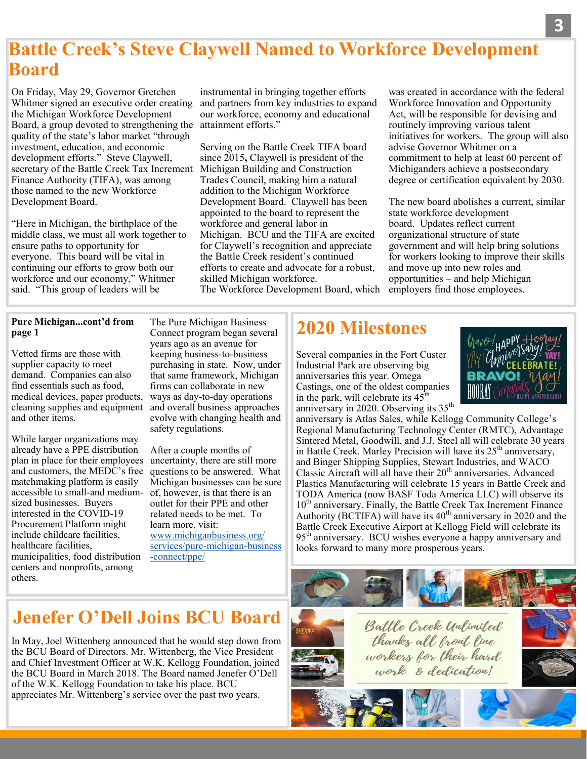## Battle Creek's Steve Claywell Named to Workforce Development Board

On Friday, May 29, Governor Gretchen Whitmer signed an executive order creating the Michigan Workforce Development Board, a group devoted to strengthening the quality of the state's labor market "through investment, education, and economic development efforts." Steve Claywell, secretary of the Battle Creek Tax Increment Finance Authority (TIFA), was among those named to the new Workforce Development Board.

"Here in Michigan, the birthplace of the middle class, we must all work together to ensure paths to opportunity for everyone. This board will be vital in continuing our efforts to grow both our workforce and our economy," Whitmer said. "This group of leaders will be instrumental in bringing together efforts and partners from key industries to expand our workforce, economy and educational attainment efforts."

Serving on the Battle Creek TIFA board since 2015**,** Claywell is president of the Michigan Building and Construction Trades Council, making him a natural addition to the Michigan Workforce Development Board. Claywell has been appointed to the board to represent the workforce and general labor in Michigan. BCU and the TIFA are excited for Claywell's recognition and appreciate the Battle Creek resident's continued efforts to create and advocate for a robust, skilled Michigan workforce.

The Workforce Development Board, which was created in accordance with the federal Workforce Innovation and Opportunity Act, will be responsible for devising and routinely improving various talent initiatives for workers. The group will also advise Governor Whitmer on a commitment to help at least 60 percent of Michiganders achieve a postsecondary degree or certification equivalent by 2030.

The new board abolishes a current, similar state workforce development board. Updates reflect current organizational structure of state government and will help bring solutions for workers looking to improve their skills and move up into new roles and opportunities – and help Michigan employers find those employees.

**Pure Michigan...cont'd from page 1**

Vetted firms are those with supplier capacity to meet demand. Companies can also find essentials such as food, medical devices, paper products, cleaning supplies and equipment and other items.

While larger organizations may already have a PPE distribution plan in place for their employees and customers, the MEDC's free matchmaking platform is easily accessible to small-and medium-sized businesses. Buyers interested in the COVID-19 Procurement Platform might include childcare facilities, healthcare facilities, municipalities, food distribution centers and nonprofits, among others.

The Pure Michigan Business Connect program began several years ago as an avenue for keeping business-to-business purchasing in state. Now, under that same framework, Michigan firms can collaborate in new ways as day-to-day operations and overall business approaches evolve with changing health and safety regulations.

After a couple months of uncertainty, there are still more questions to be answered. What Michigan businesses can be sure of, however, is that there is an outlet for their PPE and other related needs to be met. To learn more, visit: www.michiganbusiness.org/services/pure-michigan-business-connect/ppe/

## 2020 Milestones

Several companies in the Fort Custer Industrial Park are observing big anniversaries this year. Omega Castings, one of the oldest companies in the park, will celebrate its 45th anniversary in 2020. Observing its 35th anniversary is Atlas Sales, while Kellogg Community College's Regional Manufacturing Technology Center (RMTC), Advantage Sintered Metal, Goodwill, and J.J. Steel all will celebrate 30 years in Battle Creek. Marley Precision will have its 25th anniversary, and Binger Shipping Supplies, Stewart Industries, and WACO Classic Aircraft will all have their 20th anniversaries. Advanced Plastics Manufacturing will celebrate 15 years in Battle Creek and TODA America (now BASF Toda America LLC) will observe its 10th anniversary. Finally, the Battle Creek Tax Increment Finance Authority (BCTIFA) will have its 40th anniversary in 2020 and the Battle Creek Executive Airport at Kellogg Field will celebrate its 95th anniversary. BCU wishes everyone a happy anniversary and looks forward to many more prosperous years.

## Jenefer O'Dell Joins BCU Board

In May, Joel Wittenberg announced that he would step down from the BCU Board of Directors. Mr. Wittenberg, the Vice President and Chief Investment Officer at W.K. Kellogg Foundation, joined the BCU Board in March 2018. The Board named Jenefer O'Dell of the W.K. Kellogg Foundation to take his place. BCU appreciates Mr. Wittenberg's service over the past two years.

*Battle Creek Unlimited thanks all front line workers for their hard work & dedication!*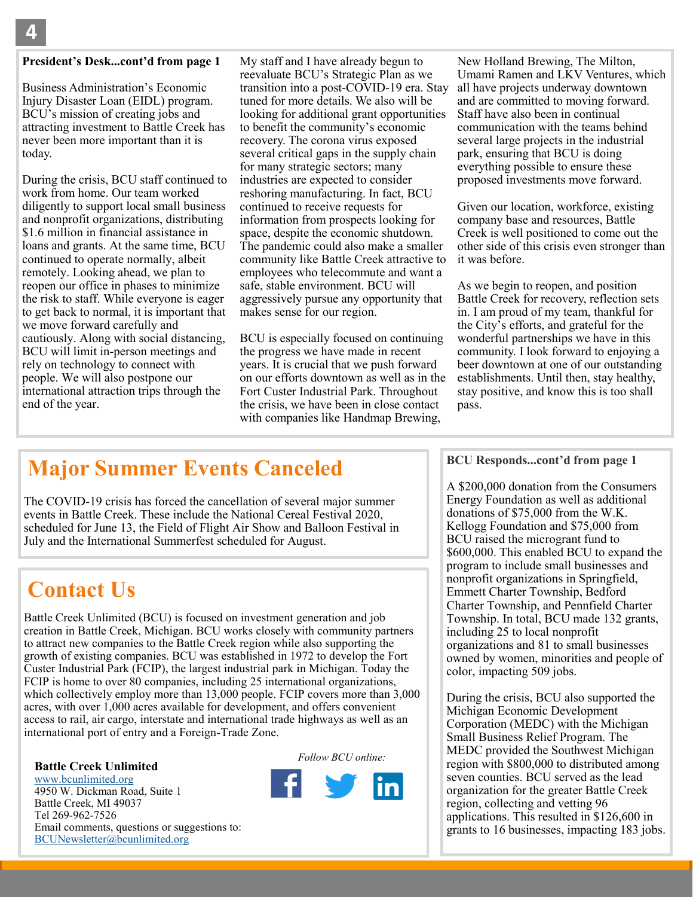**President's Desk...cont'd from page 1**

Business Administration's Economic Injury Disaster Loan (EIDL) program. BCU's mission of creating jobs and attracting investment to Battle Creek has never been more important than it is today.

During the crisis, BCU staff continued to work from home. Our team worked diligently to support local small business and nonprofit organizations, distributing $1.6 million in financial assistance in loans and grants. At the same time, BCU continued to operate normally, albeit remotely. Looking ahead, we plan to reopen our office in phases to minimize the risk to staff. While everyone is eager to get back to normal, it is important that we move forward carefully and cautiously. Along with social distancing, BCU will limit in-person meetings and rely on technology to connect with people. We will also postpone our international attraction trips through the end of the year.

My staff and I have already begun to reevaluate BCU's Strategic Plan as we transition into a post-COVID-19 era. Stay tuned for more details. We also will be looking for additional grant opportunities to benefit the community's economic recovery. The corona virus exposed several critical gaps in the supply chain for many strategic sectors; many industries are expected to consider reshoring manufacturing. In fact, BCU continued to receive requests for information from prospects looking for space, despite the economic shutdown. The pandemic could also make a smaller community like Battle Creek attractive to employees who telecommute and want a safe, stable environment. BCU will aggressively pursue any opportunity that makes sense for our region.

BCU is especially focused on continuing the progress we have made in recent years. It is crucial that we push forward on our efforts downtown as well as in the Fort Custer Industrial Park. Throughout the crisis, we have been in close contact with companies like Handmap Brewing, New Holland Brewing, The Milton, Umami Ramen and LKV Ventures, which all have projects underway downtown and are committed to moving forward. Staff have also been in continual communication with the teams behind several large projects in the industrial park, ensuring that BCU is doing everything possible to ensure these proposed investments move forward.

Given our location, workforce, existing company base and resources, Battle Creek is well positioned to come out the other side of this crisis even stronger than it was before.

As we begin to reopen, and position Battle Creek for recovery, reflection sets in. I am proud of my team, thankful for the City's efforts, and grateful for the wonderful partnerships we have in this community. I look forward to enjoying a beer downtown at one of our outstanding establishments. Until then, stay healthy, stay positive, and know this is too shall pass.

## Major Summer Events Canceled

The COVID-19 crisis has forced the cancellation of several major summer events in Battle Creek. These include the National Cereal Festival 2020, scheduled for June 13, the Field of Flight Air Show and Balloon Festival in July and the International Summerfest scheduled for August.

## Contact Us

Battle Creek Unlimited (BCU) is focused on investment generation and job creation in Battle Creek, Michigan. BCU works closely with community partners to attract new companies to the Battle Creek region while also supporting the growth of existing companies. BCU was established in 1972 to develop the Fort Custer Industrial Park (FCIP), the largest industrial park in Michigan. Today the FCIP is home to over 80 companies, including 25 international organizations, which collectively employ more than 13,000 people. FCIP covers more than 3,000 acres, with over 1,000 acres available for development, and offers convenient access to rail, air cargo, interstate and international trade highways as well as an international port of entry and a Foreign-Trade Zone.

**Battle Creek Unlimited**
www.bcunlimited.org
4950 W. Dickman Road, Suite 1
Battle Creek, MI 49037
Tel 269-962-7526
Email comments, questions or suggestions to:
BCUNewsletter@bcunlimited.org

*Follow BCU online:*

**BCU Responds...cont'd from page 1**

A $200,000 donation from the Consumers Energy Foundation as well as additional donations of $75,000 from the W.K. Kellogg Foundation and $75,000 from BCU raised the microgrant fund to $600,000. This enabled BCU to expand the program to include small businesses and nonprofit organizations in Springfield, Emmett Charter Township, Bedford Charter Township, and Pennfield Charter Township. In total, BCU made 132 grants, including 25 to local nonprofit organizations and 81 to small businesses owned by women, minorities and people of color, impacting 509 jobs.

During the crisis, BCU also supported the Michigan Economic Development Corporation (MEDC) with the Michigan Small Business Relief Program. The MEDC provided the Southwest Michigan region with $800,000 to distributed among seven counties. BCU served as the lead organization for the greater Battle Creek region, collecting and vetting 96 applications. This resulted in $126,600 in grants to 16 businesses, impacting 183 jobs.